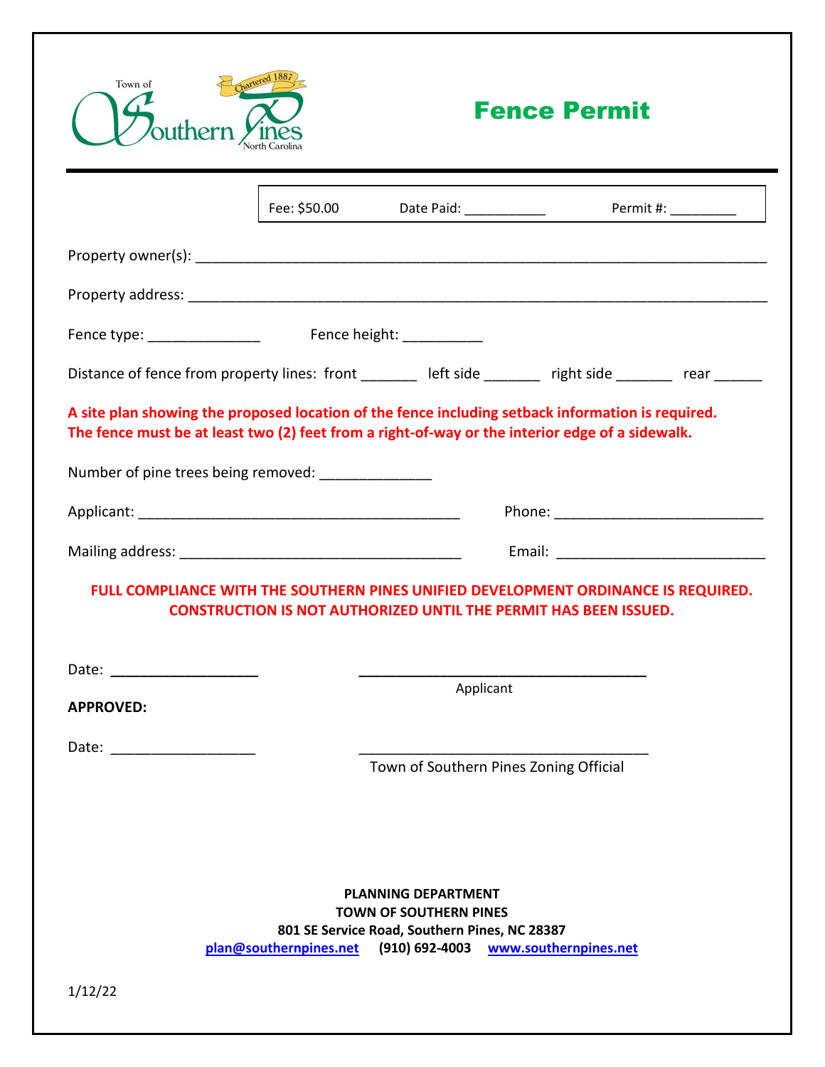Town of Southern Pines North Carolina Chartered 1887

# Fence Permit

| Fee: $50.00 | Date Paid: ___________ | Permit #: _________ |
|---|---|---|

Property owner(s): ___________________________________________________________________________

Property address: ___________________________________________________________________________

Fence type: ______________ Fence height: __________

Distance of fence from property lines: front _______ left side _______ right side _______ rear ______

**A site plan showing the proposed location of the fence including setback information is required. The fence must be at least two (2) feet from a right-of-way or the interior edge of a sidewalk.**

Number of pine trees being removed: _____________

Applicant: __________________________________________ Phone: __________________________

Mailing address: ____________________________________ Email: __________________________

**FULL COMPLIANCE WITH THE SOUTHERN PINES UNIFIED DEVELOPMENT ORDINANCE IS REQUIRED. CONSTRUCTION IS NOT AUTHORIZED UNTIL THE PERMIT HAS BEEN ISSUED.**

Date: ___________________ _____________________________________
Applicant

**APPROVED:**

Date: ___________________ _____________________________________
Town of Southern Pines Zoning Official

**PLANNING DEPARTMENT**
**TOWN OF SOUTHERN PINES**
**801 SE Service Road, Southern Pines, NC 28387**
**plan@southernpines.net (910) 692-4003 www.southernpines.net**

1/12/22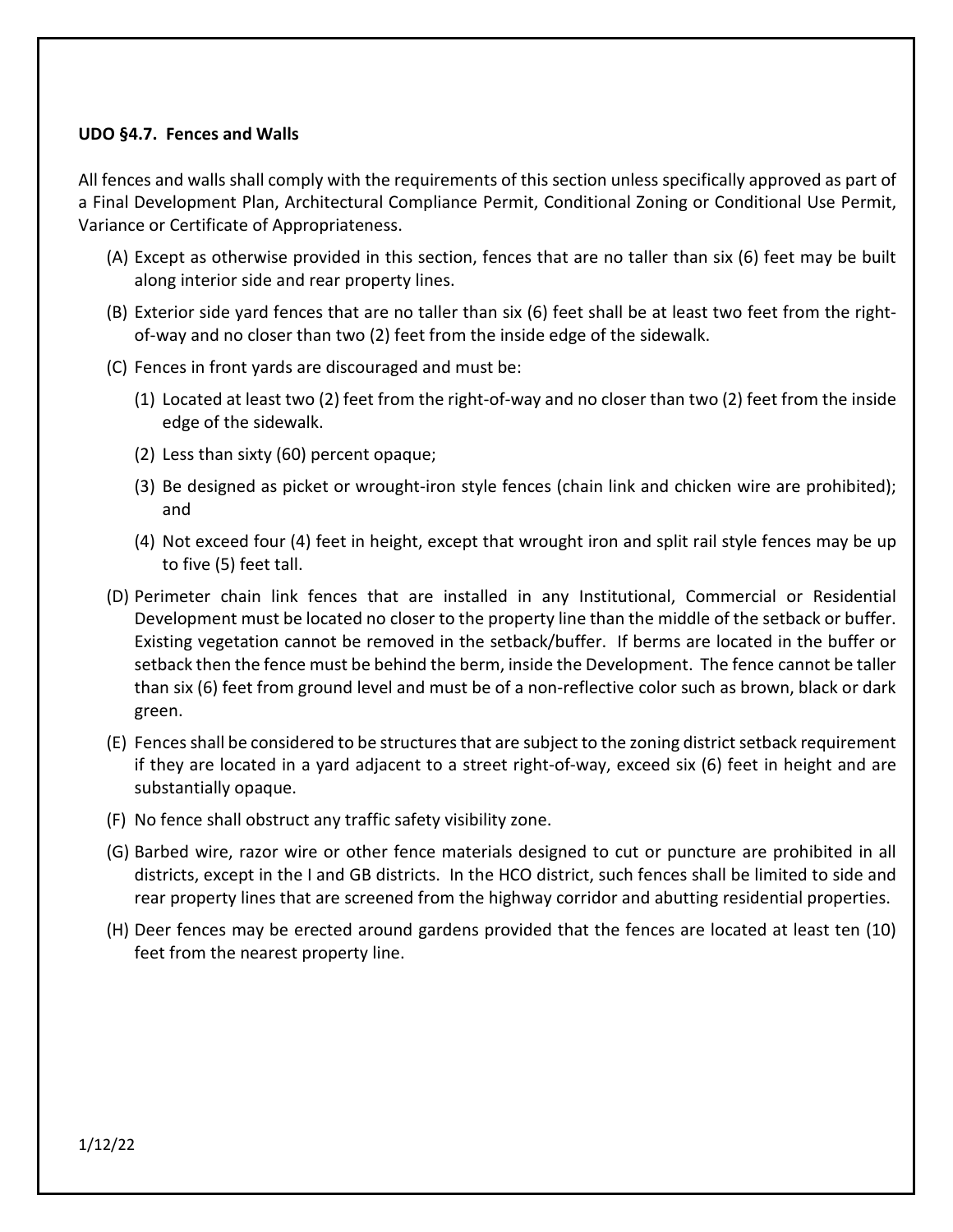**UDO §4.7. Fences and Walls**

All fences and walls shall comply with the requirements of this section unless specifically approved as part of a Final Development Plan, Architectural Compliance Permit, Conditional Zoning or Conditional Use Permit, Variance or Certificate of Appropriateness.

(A) Except as otherwise provided in this section, fences that are no taller than six (6) feet may be built along interior side and rear property lines.

(B) Exterior side yard fences that are no taller than six (6) feet shall be at least two feet from the right-of-way and no closer than two (2) feet from the inside edge of the sidewalk.

(C) Fences in front yards are discouraged and must be:

  (1) Located at least two (2) feet from the right-of-way and no closer than two (2) feet from the inside edge of the sidewalk.

  (2) Less than sixty (60) percent opaque;

  (3) Be designed as picket or wrought-iron style fences (chain link and chicken wire are prohibited); and

  (4) Not exceed four (4) feet in height, except that wrought iron and split rail style fences may be up to five (5) feet tall.

(D) Perimeter chain link fences that are installed in any Institutional, Commercial or Residential Development must be located no closer to the property line than the middle of the setback or buffer. Existing vegetation cannot be removed in the setback/buffer. If berms are located in the buffer or setback then the fence must be behind the berm, inside the Development. The fence cannot be taller than six (6) feet from ground level and must be of a non-reflective color such as brown, black or dark green.

(E) Fences shall be considered to be structures that are subject to the zoning district setback requirement if they are located in a yard adjacent to a street right-of-way, exceed six (6) feet in height and are substantially opaque.

(F) No fence shall obstruct any traffic safety visibility zone.

(G) Barbed wire, razor wire or other fence materials designed to cut or puncture are prohibited in all districts, except in the I and GB districts. In the HCO district, such fences shall be limited to side and rear property lines that are screened from the highway corridor and abutting residential properties.

(H) Deer fences may be erected around gardens provided that the fences are located at least ten (10) feet from the nearest property line.

1/12/22